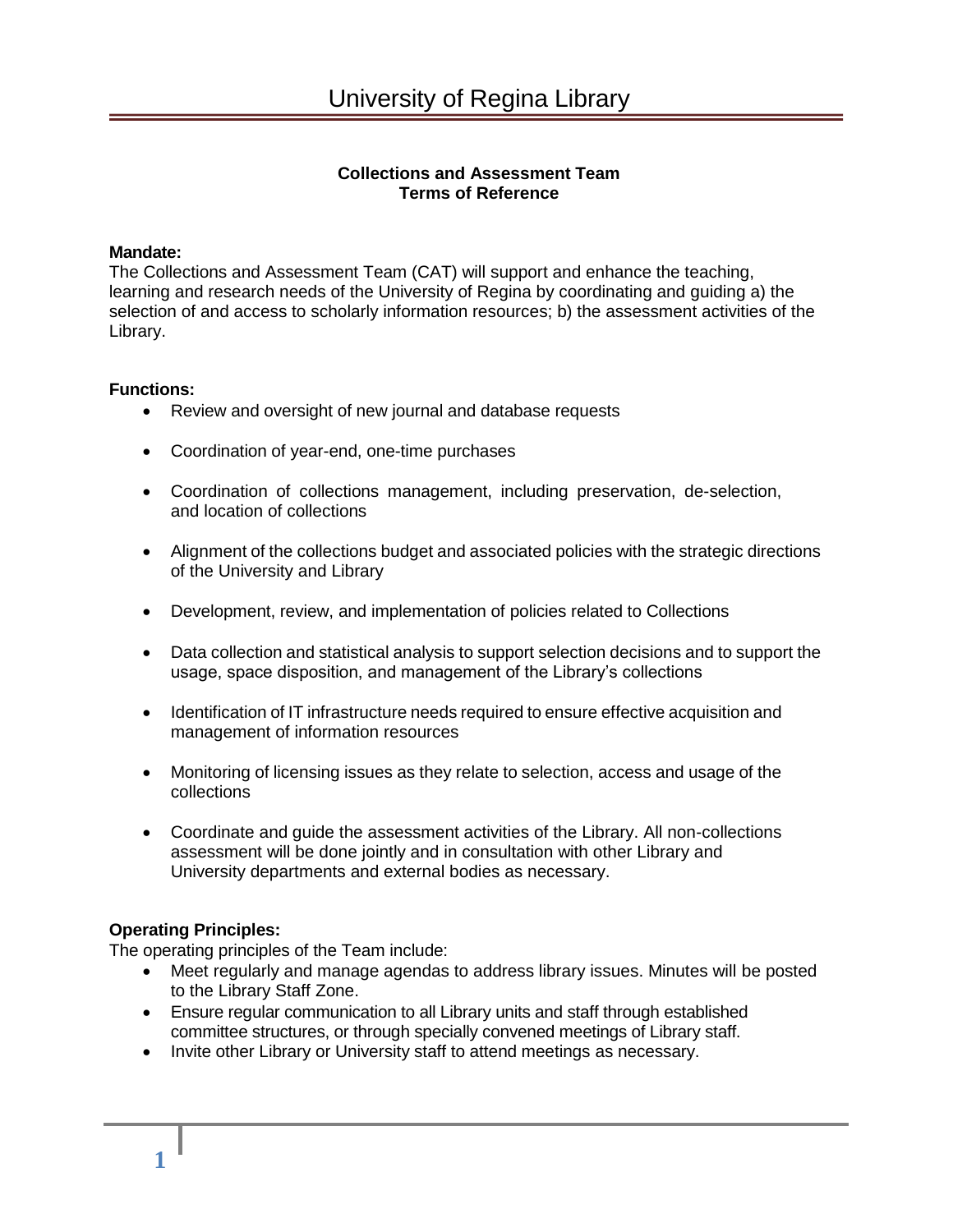# University of Regina Library

## Collections and Assessment Team
## Terms of Reference

**Mandate:**
The Collections and Assessment Team (CAT) will support and enhance the teaching, learning and research needs of the University of Regina by coordinating and guiding a) the selection of and access to scholarly information resources; b) the assessment activities of the Library.

**Functions:**

- Review and oversight of new journal and database requests
- Coordination of year-end, one-time purchases
- Coordination of collections management, including preservation, de-selection, and location of collections
- Alignment of the collections budget and associated policies with the strategic directions of the University and Library
- Development, review, and implementation of policies related to Collections
- Data collection and statistical analysis to support selection decisions and to support the usage, space disposition, and management of the Library's collections
- Identification of IT infrastructure needs required to ensure effective acquisition and management of information resources
- Monitoring of licensing issues as they relate to selection, access and usage of the collections
- Coordinate and guide the assessment activities of the Library. All non-collections assessment will be done jointly and in consultation with other Library and University departments and external bodies as necessary.

**Operating Principles:**
The operating principles of the Team include:

- Meet regularly and manage agendas to address library issues. Minutes will be posted to the Library Staff Zone.
- Ensure regular communication to all Library units and staff through established committee structures, or through specially convened meetings of Library staff.
- Invite other Library or University staff to attend meetings as necessary.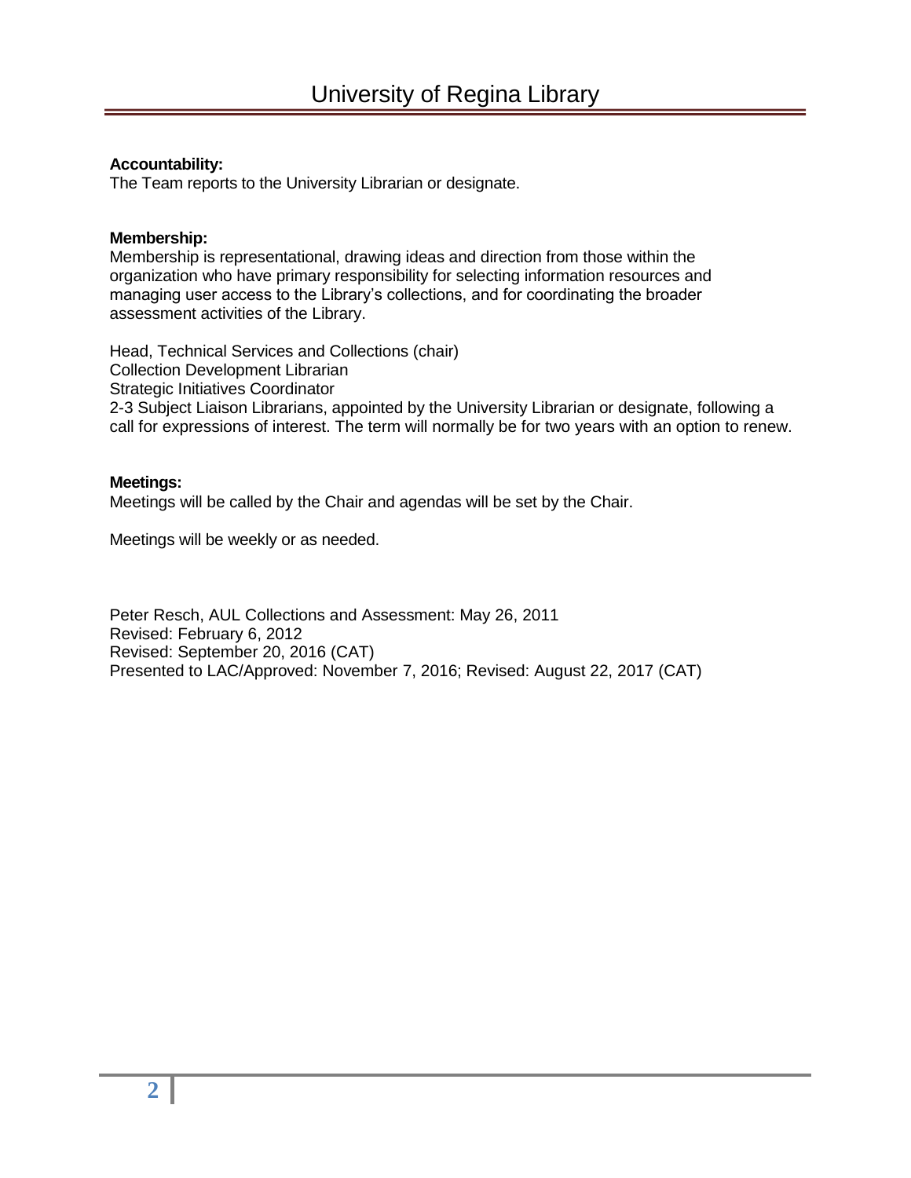**Accountability:**
The Team reports to the University Librarian or designate.

**Membership:**
Membership is representational, drawing ideas and direction from those within the organization who have primary responsibility for selecting information resources and managing user access to the Library's collections, and for coordinating the broader assessment activities of the Library.

Head, Technical Services and Collections (chair)
Collection Development Librarian
Strategic Initiatives Coordinator
2-3 Subject Liaison Librarians, appointed by the University Librarian or designate, following a call for expressions of interest. The term will normally be for two years with an option to renew.

**Meetings:**
Meetings will be called by the Chair and agendas will be set by the Chair.

Meetings will be weekly or as needed.

Peter Resch, AUL Collections and Assessment: May 26, 2011
Revised: February 6, 2012
Revised: September 20, 2016 (CAT)
Presented to LAC/Approved: November 7, 2016; Revised: August 22, 2017 (CAT)